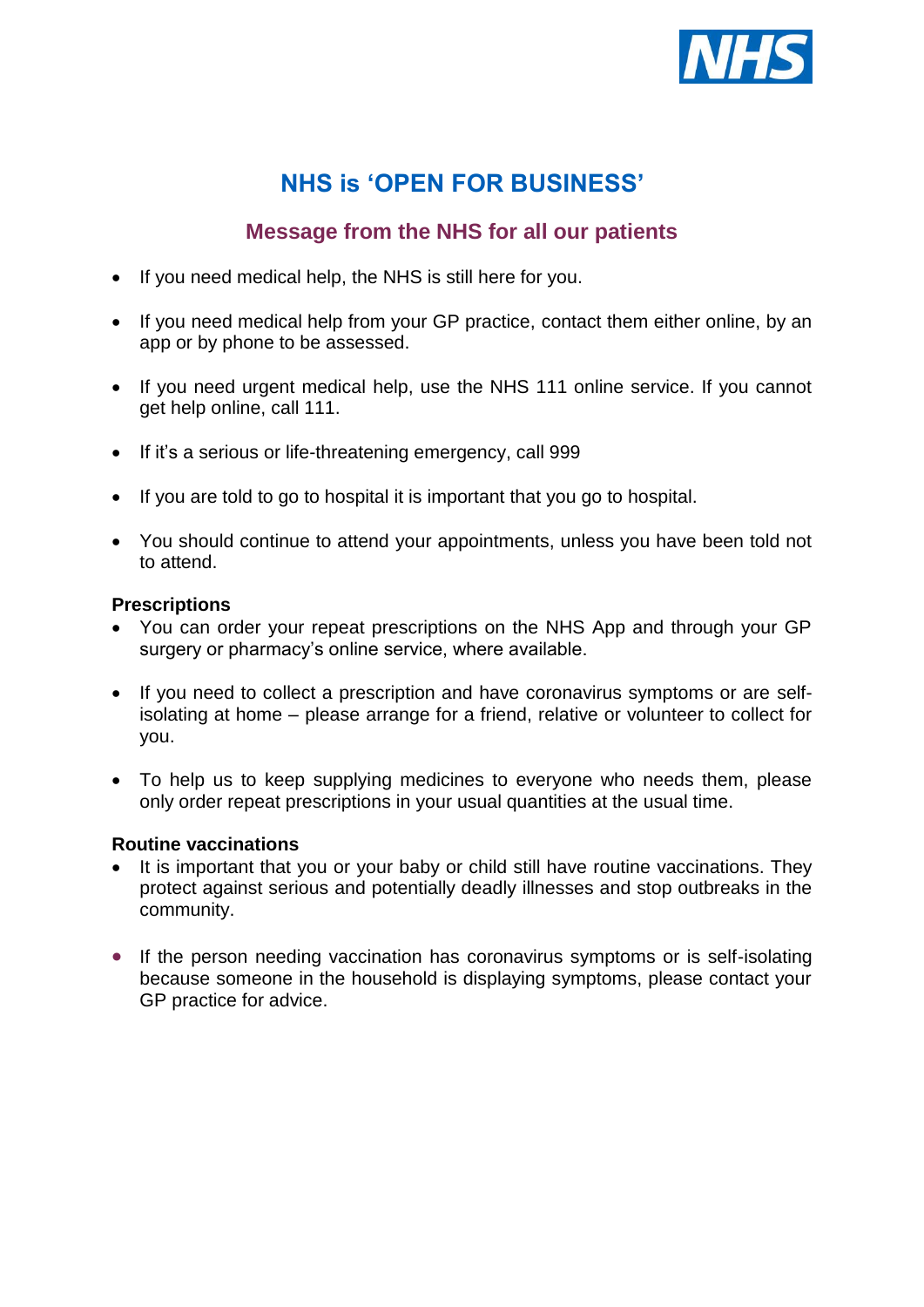NHS

# NHS is 'OPEN FOR BUSINESS'

## Message from the NHS for all our patients

- If you need medical help, the NHS is still here for you.
- If you need medical help from your GP practice, contact them either online, by an app or by phone to be assessed.
- If you need urgent medical help, use the NHS 111 online service. If you cannot get help online, call 111.
- If it's a serious or life-threatening emergency, call 999
- If you are told to go to hospital it is important that you go to hospital.
- You should continue to attend your appointments, unless you have been told not to attend.

**Prescriptions**

- You can order your repeat prescriptions on the NHS App and through your GP surgery or pharmacy's online service, where available.
- If you need to collect a prescription and have coronavirus symptoms or are self-isolating at home – please arrange for a friend, relative or volunteer to collect for you.
- To help us to keep supplying medicines to everyone who needs them, please only order repeat prescriptions in your usual quantities at the usual time.

**Routine vaccinations**

- It is important that you or your baby or child still have routine vaccinations. They protect against serious and potentially deadly illnesses and stop outbreaks in the community.
- If the person needing vaccination has coronavirus symptoms or is self-isolating because someone in the household is displaying symptoms, please contact your GP practice for advice.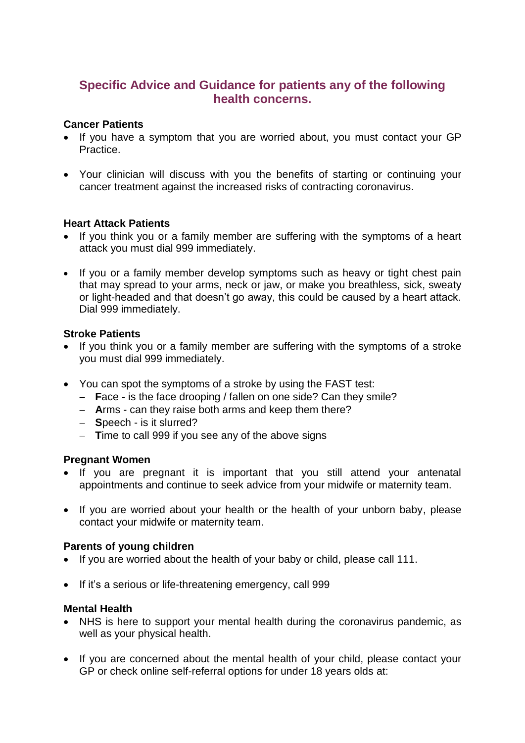## Specific Advice and Guidance for patients any of the following health concerns.

**Cancer Patients**

- If you have a symptom that you are worried about, you must contact your GP Practice.

- Your clinician will discuss with you the benefits of starting or continuing your cancer treatment against the increased risks of contracting coronavirus.

**Heart Attack Patients**

- If you think you or a family member are suffering with the symptoms of a heart attack you must dial 999 immediately.

- If you or a family member develop symptoms such as heavy or tight chest pain that may spread to your arms, neck or jaw, or make you breathless, sick, sweaty or light-headed and that doesn't go away, this could be caused by a heart attack. Dial 999 immediately.

**Stroke Patients**

- If you think you or a family member are suffering with the symptoms of a stroke you must dial 999 immediately.

- You can spot the symptoms of a stroke by using the FAST test:
  - **F**ace - is the face drooping / fallen on one side? Can they smile?
  - **A**rms - can they raise both arms and keep them there?
  - **S**peech - is it slurred?
  - **T**ime to call 999 if you see any of the above signs

**Pregnant Women**

- If you are pregnant it is important that you still attend your antenatal appointments and continue to seek advice from your midwife or maternity team.

- If you are worried about your health or the health of your unborn baby, please contact your midwife or maternity team.

**Parents of young children**

- If you are worried about the health of your baby or child, please call 111.

- If it's a serious or life-threatening emergency, call 999

**Mental Health**

- NHS is here to support your mental health during the coronavirus pandemic, as well as your physical health.

- If you are concerned about the mental health of your child, please contact your GP or check online self-referral options for under 18 years olds at: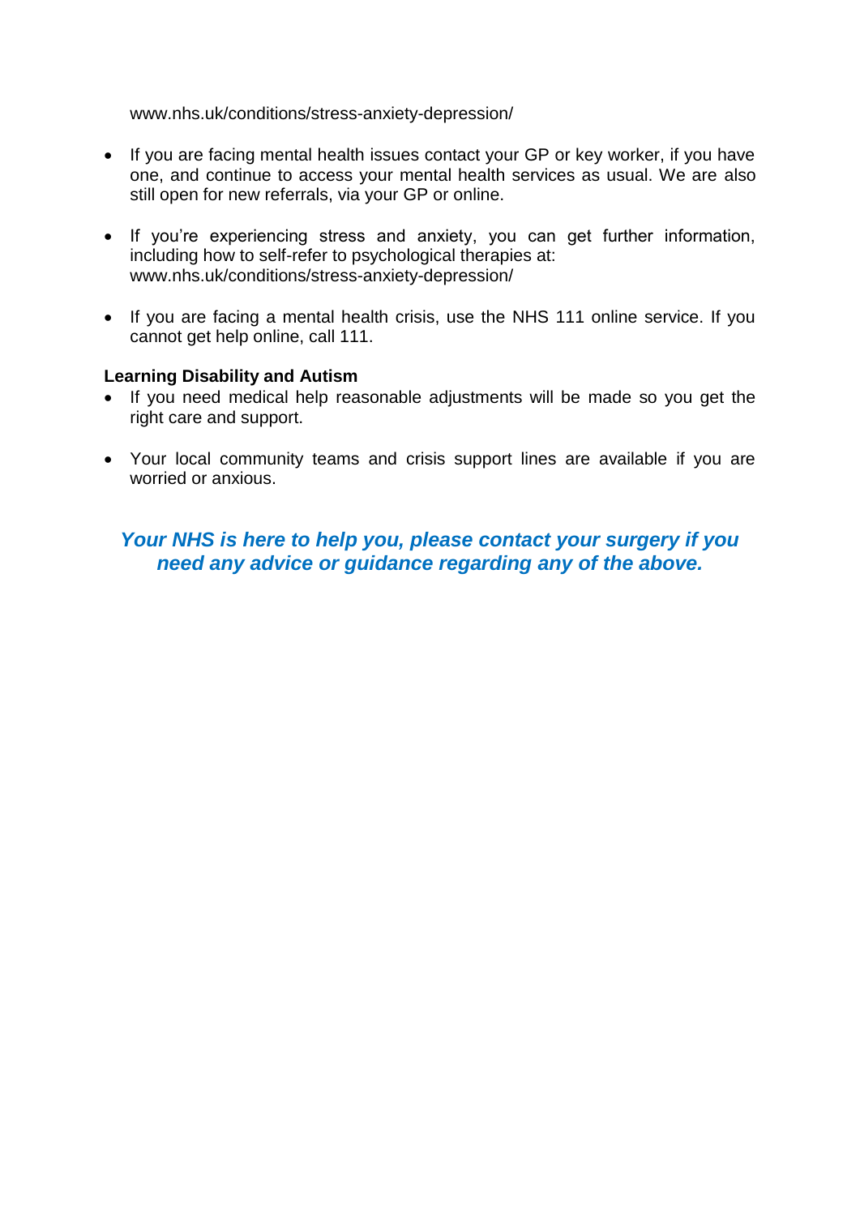www.nhs.uk/conditions/stress-anxiety-depression/

- If you are facing mental health issues contact your GP or key worker, if you have one, and continue to access your mental health services as usual. We are also still open for new referrals, via your GP or online.

- If you're experiencing stress and anxiety, you can get further information, including how to self-refer to psychological therapies at: www.nhs.uk/conditions/stress-anxiety-depression/

- If you are facing a mental health crisis, use the NHS 111 online service. If you cannot get help online, call 111.

**Learning Disability and Autism**

- If you need medical help reasonable adjustments will be made so you get the right care and support.

- Your local community teams and crisis support lines are available if you are worried or anxious.

***Your NHS is here to help you, please contact your surgery if you need any advice or guidance regarding any of the above.***